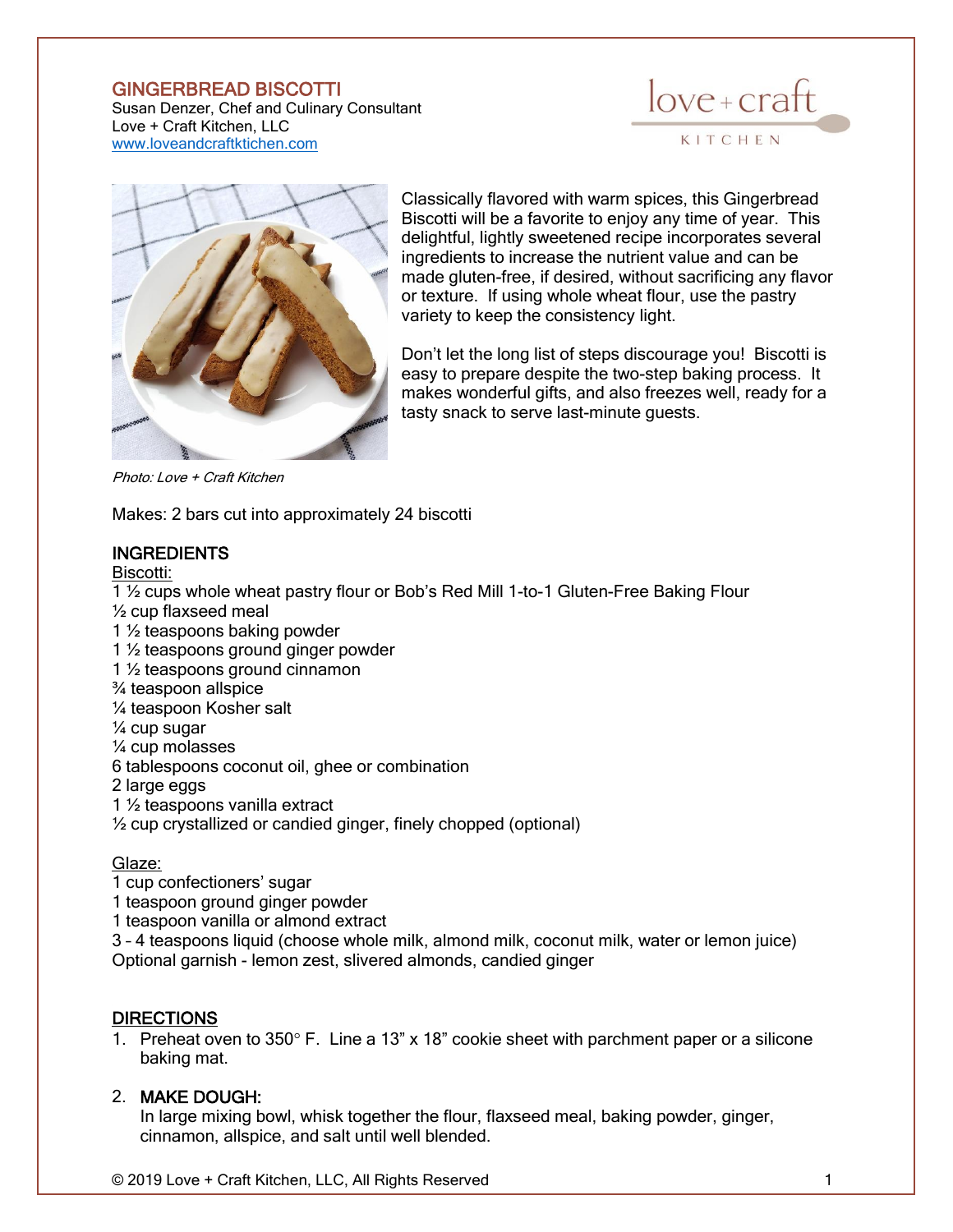# GINGERBREAD BISCOTTI

Susan Denzer, Chef and Culinary Consultant
Love + Craft Kitchen, LLC
www.loveandcraftkitchen.com

love + craft KITCHEN

Classically flavored with warm spices, this Gingerbread Biscotti will be a favorite to enjoy any time of year. This delightful, lightly sweetened recipe incorporates several ingredients to increase the nutrient value and can be made gluten-free, if desired, without sacrificing any flavor or texture. If using whole wheat flour, use the pastry variety to keep the consistency light.

Don't let the long list of steps discourage you! Biscotti is easy to prepare despite the two-step baking process. It makes wonderful gifts, and also freezes well, ready for a tasty snack to serve last-minute guests.

*Photo: Love + Craft Kitchen*

Makes: 2 bars cut into approximately 24 biscotti

## INGREDIENTS

Biscotti:

1 ½ cups whole wheat pastry flour or Bob's Red Mill 1-to-1 Gluten-Free Baking Flour
½ cup flaxseed meal
1 ½ teaspoons baking powder
1 ½ teaspoons ground ginger powder
1 ½ teaspoons ground cinnamon
¾ teaspoon allspice
¼ teaspoon Kosher salt
¼ cup sugar
¼ cup molasses
6 tablespoons coconut oil, ghee or combination
2 large eggs
1 ½ teaspoons vanilla extract
½ cup crystallized or candied ginger, finely chopped (optional)

Glaze:

1 cup confectioners' sugar
1 teaspoon ground ginger powder
1 teaspoon vanilla or almond extract
3 – 4 teaspoons liquid (choose whole milk, almond milk, coconut milk, water or lemon juice)
Optional garnish - lemon zest, slivered almonds, candied ginger

## DIRECTIONS

1. Preheat oven to 350° F. Line a 13" x 18" cookie sheet with parchment paper or a silicone baking mat.

2. **MAKE DOUGH:**
   In large mixing bowl, whisk together the flour, flaxseed meal, baking powder, ginger, cinnamon, allspice, and salt until well blended.

© 2019 Love + Craft Kitchen, LLC, All Rights Reserved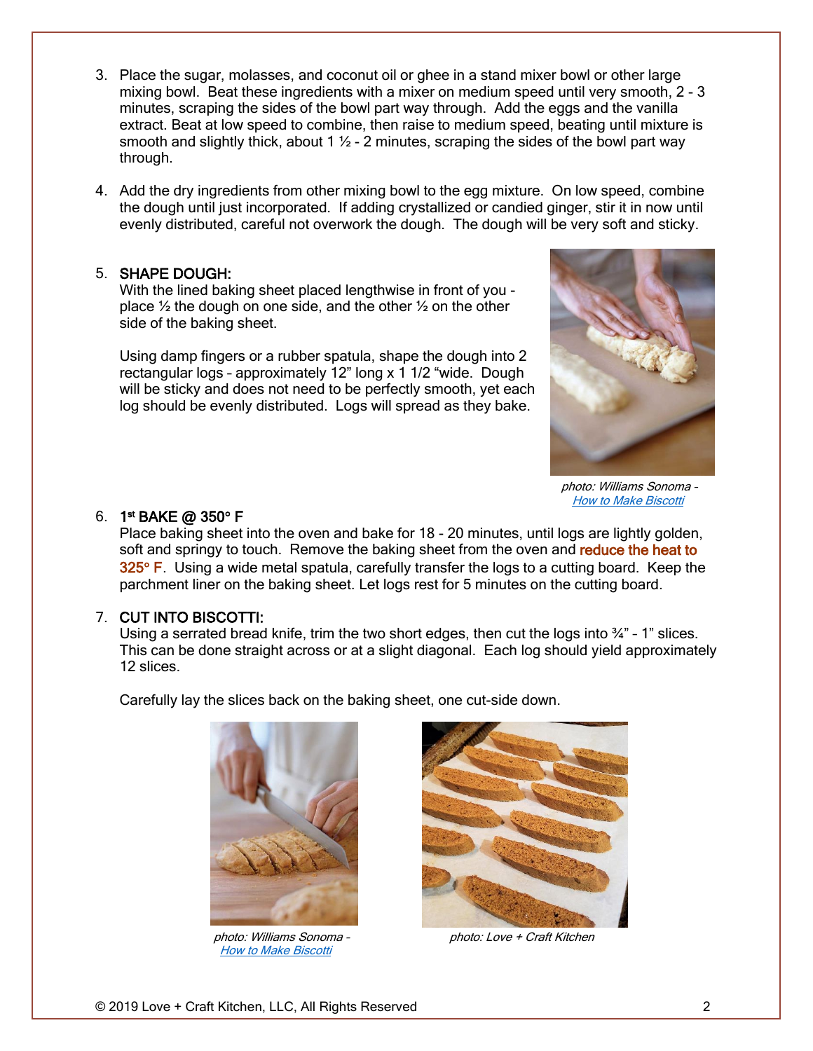3. Place the sugar, molasses, and coconut oil or ghee in a stand mixer bowl or other large mixing bowl. Beat these ingredients with a mixer on medium speed until very smooth, 2 - 3 minutes, scraping the sides of the bowl part way through. Add the eggs and the vanilla extract. Beat at low speed to combine, then raise to medium speed, beating until mixture is smooth and slightly thick, about 1 ½ - 2 minutes, scraping the sides of the bowl part way through.

4. Add the dry ingredients from other mixing bowl to the egg mixture. On low speed, combine the dough until just incorporated. If adding crystallized or candied ginger, stir it in now until evenly distributed, careful not overwork the dough. The dough will be very soft and sticky.

5. SHAPE DOUGH:
   With the lined baking sheet placed lengthwise in front of you - place ½ the dough on one side, and the other ½ on the other side of the baking sheet.

   Using damp fingers or a rubber spatula, shape the dough into 2 rectangular logs – approximately 12" long x 1 1/2 "wide. Dough will be sticky and does not need to be perfectly smooth, yet each log should be evenly distributed. Logs will spread as they bake.

*photo: Williams Sonoma – [How to Make Biscotti]*

6. 1st BAKE @ 350° F
   Place baking sheet into the oven and bake for 18 - 20 minutes, until logs are lightly golden, soft and springy to touch. Remove the baking sheet from the oven and reduce the heat to 325° F. Using a wide metal spatula, carefully transfer the logs to a cutting board. Keep the parchment liner on the baking sheet. Let logs rest for 5 minutes on the cutting board.

7. CUT INTO BISCOTTI:
   Using a serrated bread knife, trim the two short edges, then cut the logs into ¾" – 1" slices. This can be done straight across or at a slight diagonal. Each log should yield approximately 12 slices.

   Carefully lay the slices back on the baking sheet, one cut-side down.

*photo: Williams Sonoma – [How to Make Biscotti]*

*photo: Love + Craft Kitchen*

© 2019 Love + Craft Kitchen, LLC, All Rights Reserved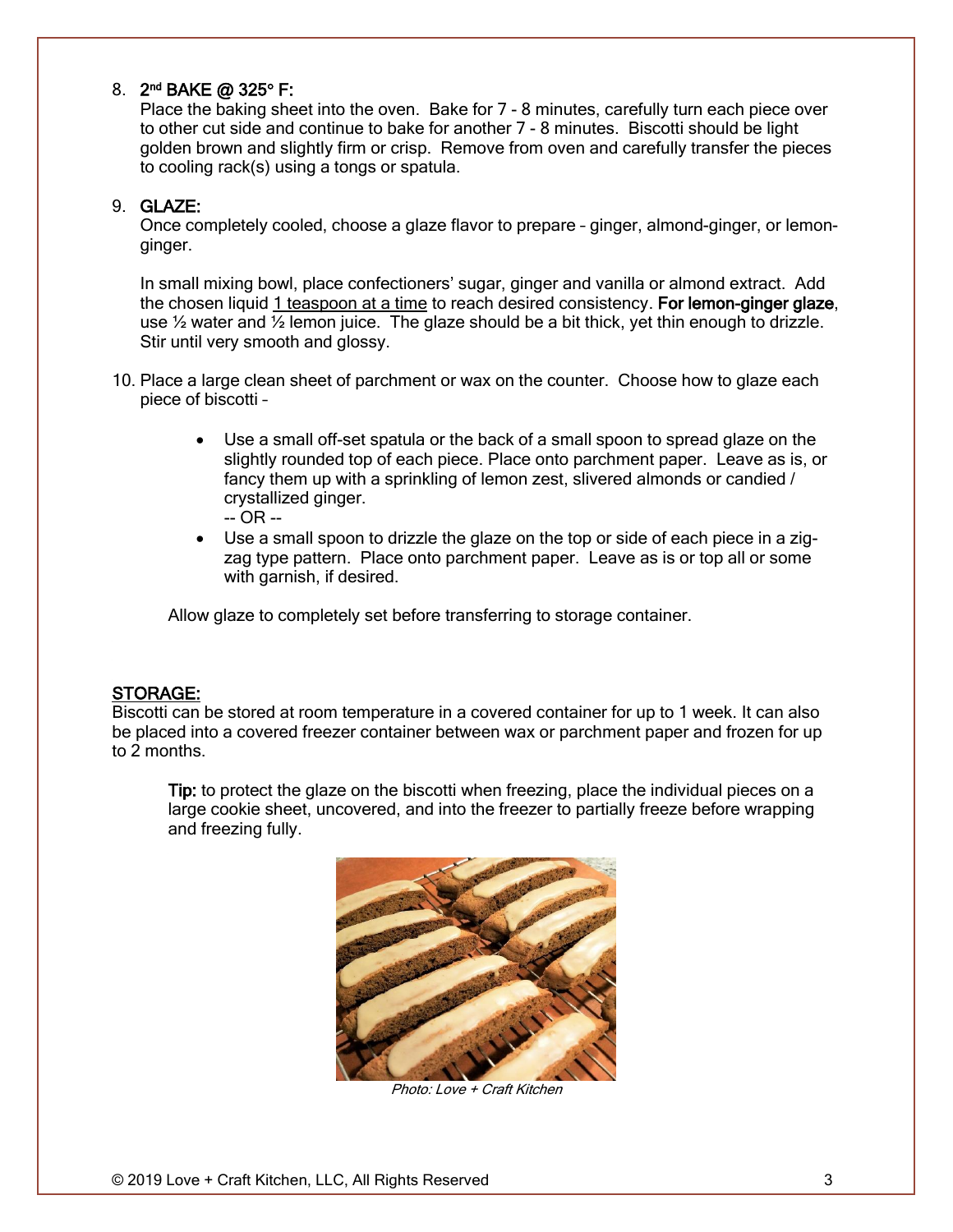8. **2nd BAKE @ 325° F:**
   Place the baking sheet into the oven. Bake for 7 - 8 minutes, carefully turn each piece over to other cut side and continue to bake for another 7 - 8 minutes. Biscotti should be light golden brown and slightly firm or crisp. Remove from oven and carefully transfer the pieces to cooling rack(s) using a tongs or spatula.

9. **GLAZE:**
   Once completely cooled, choose a glaze flavor to prepare – ginger, almond-ginger, or lemon-ginger.

   In small mixing bowl, place confectioners' sugar, ginger and vanilla or almond extract. Add the chosen liquid 1 teaspoon at a time to reach desired consistency. **For lemon-ginger glaze**, use ½ water and ½ lemon juice. The glaze should be a bit thick, yet thin enough to drizzle. Stir until very smooth and glossy.

10. Place a large clean sheet of parchment or wax on the counter. Choose how to glaze each piece of biscotti –

    - Use a small off-set spatula or the back of a small spoon to spread glaze on the slightly rounded top of each piece. Place onto parchment paper. Leave as is, or fancy them up with a sprinkling of lemon zest, slivered almonds or candied / crystallized ginger.
      -- OR --
    - Use a small spoon to drizzle the glaze on the top or side of each piece in a zig-zag type pattern. Place onto parchment paper. Leave as is or top all or some with garnish, if desired.

    Allow glaze to completely set before transferring to storage container.

## STORAGE:

Biscotti can be stored at room temperature in a covered container for up to 1 week. It can also be placed into a covered freezer container between wax or parchment paper and frozen for up to 2 months.

**Tip:** to protect the glaze on the biscotti when freezing, place the individual pieces on a large cookie sheet, uncovered, and into the freezer to partially freeze before wrapping and freezing fully.

*Photo: Love + Craft Kitchen*

© 2019 Love + Craft Kitchen, LLC, All Rights Reserved